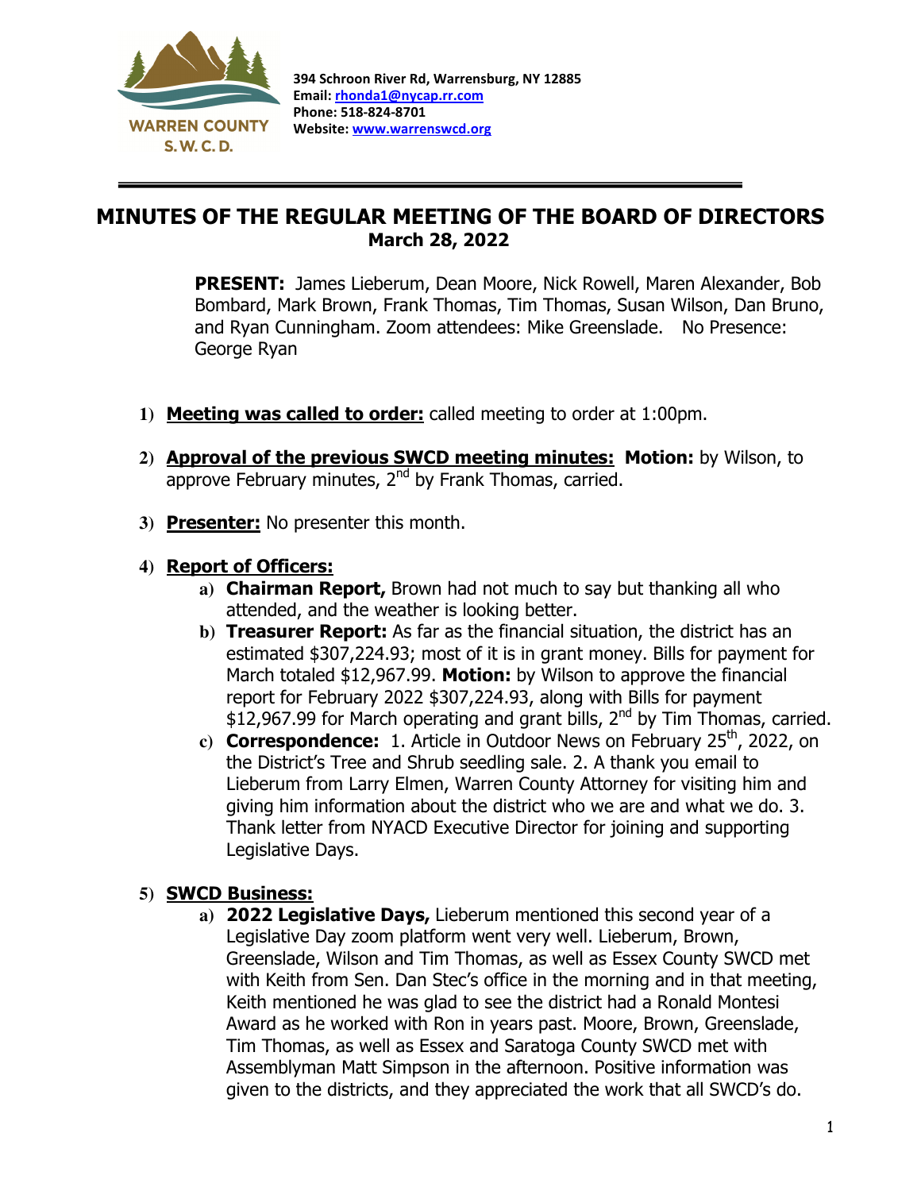WARREN COUNTY S.W.C.D.

**394 Schroon River Rd, Warrensburg, NY 12885**
**Email: rhonda1@nycap.rr.com**
**Phone: 518-824-8701**
**Website: www.warrenswcd.org**

---

# MINUTES OF THE REGULAR MEETING OF THE BOARD OF DIRECTORS
## March 28, 2022

**PRESENT:** James Lieberum, Dean Moore, Nick Rowell, Maren Alexander, Bob Bombard, Mark Brown, Frank Thomas, Tim Thomas, Susan Wilson, Dan Bruno, and Ryan Cunningham. Zoom attendees: Mike Greenslade. No Presence: George Ryan

1) **Meeting was called to order:** called meeting to order at 1:00pm.

2) **Approval of the previous SWCD meeting minutes:** **Motion:** by Wilson, to approve February minutes, 2nd by Frank Thomas, carried.

3) **Presenter:** No presenter this month.

4) **Report of Officers:**
   a) **Chairman Report,** Brown had not much to say but thanking all who attended, and the weather is looking better.
   b) **Treasurer Report:** As far as the financial situation, the district has an estimated $307,224.93; most of it is in grant money. Bills for payment for March totaled $12,967.99. **Motion:** by Wilson to approve the financial report for February 2022 $307,224.93, along with Bills for payment $12,967.99 for March operating and grant bills, 2nd by Tim Thomas, carried.
   c) **Correspondence:** 1. Article in Outdoor News on February 25th, 2022, on the District's Tree and Shrub seedling sale. 2. A thank you email to Lieberum from Larry Elmen, Warren County Attorney for visiting him and giving him information about the district who we are and what we do. 3. Thank letter from NYACD Executive Director for joining and supporting Legislative Days.

5) **SWCD Business:**
   a) **2022 Legislative Days,** Lieberum mentioned this second year of a Legislative Day zoom platform went very well. Lieberum, Brown, Greenslade, Wilson and Tim Thomas, as well as Essex County SWCD met with Keith from Sen. Dan Stec's office in the morning and in that meeting, Keith mentioned he was glad to see the district had a Ronald Montesi Award as he worked with Ron in years past. Moore, Brown, Greenslade, Tim Thomas, as well as Essex and Saratoga County SWCD met with Assemblyman Matt Simpson in the afternoon. Positive information was given to the districts, and they appreciated the work that all SWCD's do.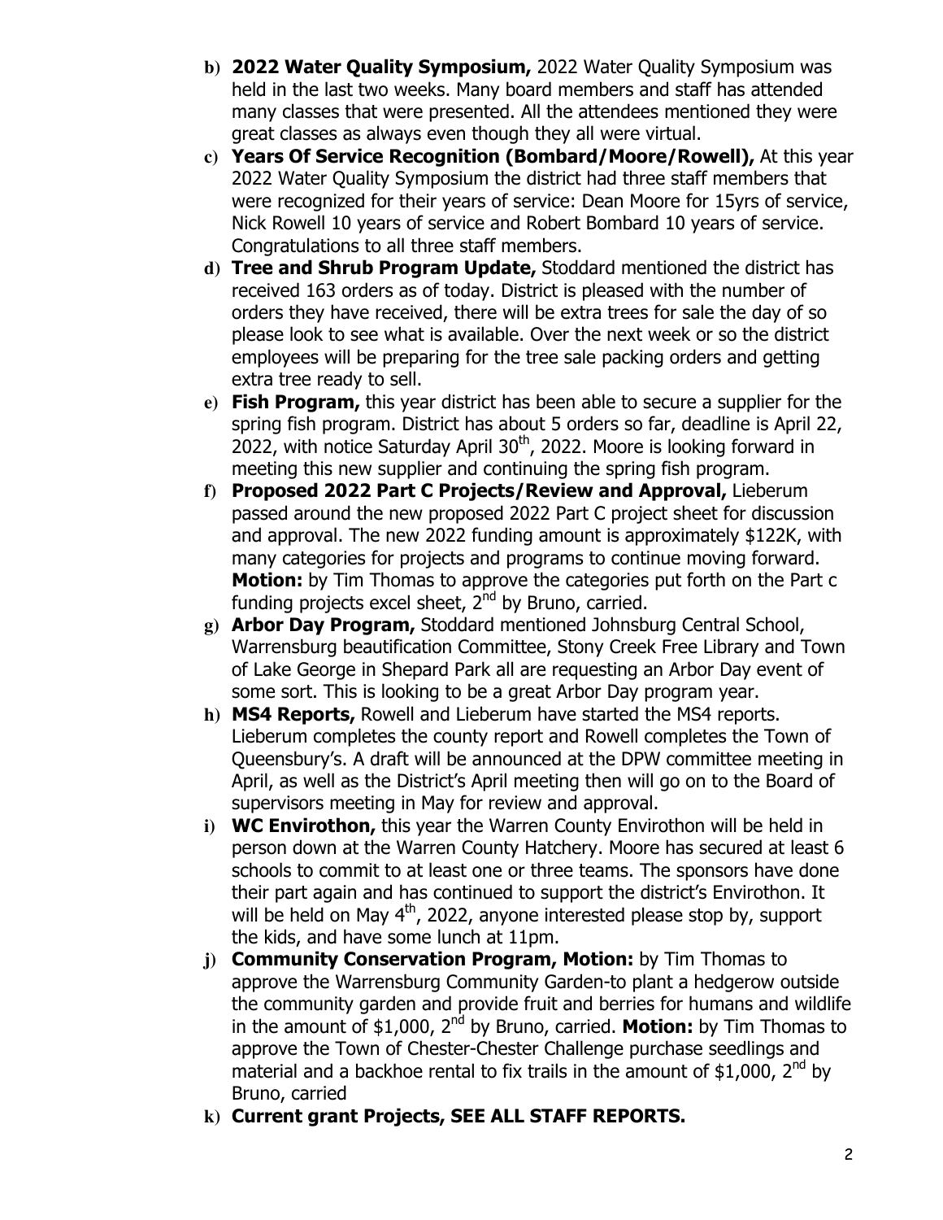b) **2022 Water Quality Symposium,** 2022 Water Quality Symposium was held in the last two weeks. Many board members and staff has attended many classes that were presented. All the attendees mentioned they were great classes as always even though they all were virtual.

c) **Years Of Service Recognition (Bombard/Moore/Rowell),** At this year 2022 Water Quality Symposium the district had three staff members that were recognized for their years of service: Dean Moore for 15yrs of service, Nick Rowell 10 years of service and Robert Bombard 10 years of service. Congratulations to all three staff members.

d) **Tree and Shrub Program Update,** Stoddard mentioned the district has received 163 orders as of today. District is pleased with the number of orders they have received, there will be extra trees for sale the day of so please look to see what is available. Over the next week or so the district employees will be preparing for the tree sale packing orders and getting extra tree ready to sell.

e) **Fish Program,** this year district has been able to secure a supplier for the spring fish program. District has about 5 orders so far, deadline is April 22, 2022, with notice Saturday April 30th, 2022. Moore is looking forward in meeting this new supplier and continuing the spring fish program.

f) **Proposed 2022 Part C Projects/Review and Approval,** Lieberum passed around the new proposed 2022 Part C project sheet for discussion and approval. The new 2022 funding amount is approximately $122K, with many categories for projects and programs to continue moving forward. **Motion:** by Tim Thomas to approve the categories put forth on the Part c funding projects excel sheet, 2nd by Bruno, carried.

g) **Arbor Day Program,** Stoddard mentioned Johnsburg Central School, Warrensburg beautification Committee, Stony Creek Free Library and Town of Lake George in Shepard Park all are requesting an Arbor Day event of some sort. This is looking to be a great Arbor Day program year.

h) **MS4 Reports,** Rowell and Lieberum have started the MS4 reports. Lieberum completes the county report and Rowell completes the Town of Queensbury's. A draft will be announced at the DPW committee meeting in April, as well as the District's April meeting then will go on to the Board of supervisors meeting in May for review and approval.

i) **WC Envirothon,** this year the Warren County Envirothon will be held in person down at the Warren County Hatchery. Moore has secured at least 6 schools to commit to at least one or three teams. The sponsors have done their part again and has continued to support the district's Envirothon. It will be held on May 4th, 2022, anyone interested please stop by, support the kids, and have some lunch at 11pm.

j) **Community Conservation Program, Motion:** by Tim Thomas to approve the Warrensburg Community Garden-to plant a hedgerow outside the community garden and provide fruit and berries for humans and wildlife in the amount of $1,000, 2nd by Bruno, carried. **Motion:** by Tim Thomas to approve the Town of Chester-Chester Challenge purchase seedlings and material and a backhoe rental to fix trails in the amount of $1,000, 2nd by Bruno, carried

k) **Current grant Projects, SEE ALL STAFF REPORTS.**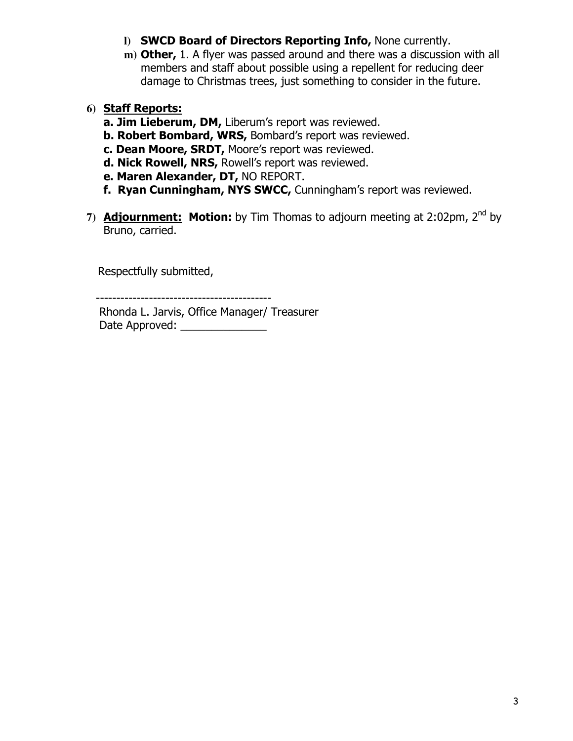l) **SWCD Board of Directors Reporting Info,** None currently.

m) **Other,** 1. A flyer was passed around and there was a discussion with all members and staff about possible using a repellent for reducing deer damage to Christmas trees, just something to consider in the future.

6) **<u>Staff Reports:</u>**

**a. Jim Lieberum, DM,** Liberum's report was reviewed.
**b. Robert Bombard, WRS,** Bombard's report was reviewed.
**c. Dean Moore, SRDT,** Moore's report was reviewed.
**d. Nick Rowell, NRS,** Rowell's report was reviewed.
**e. Maren Alexander, DT,** NO REPORT.
**f. Ryan Cunningham, NYS SWCC,** Cunningham's report was reviewed.

7) **<u>Adjournment:</u> Motion:** by Tim Thomas to adjourn meeting at 2:02pm, 2nd by Bruno, carried.

Respectfully submitted,

-------------------------------------------
Rhonda L. Jarvis, Office Manager/ Treasurer
Date Approved: ______________